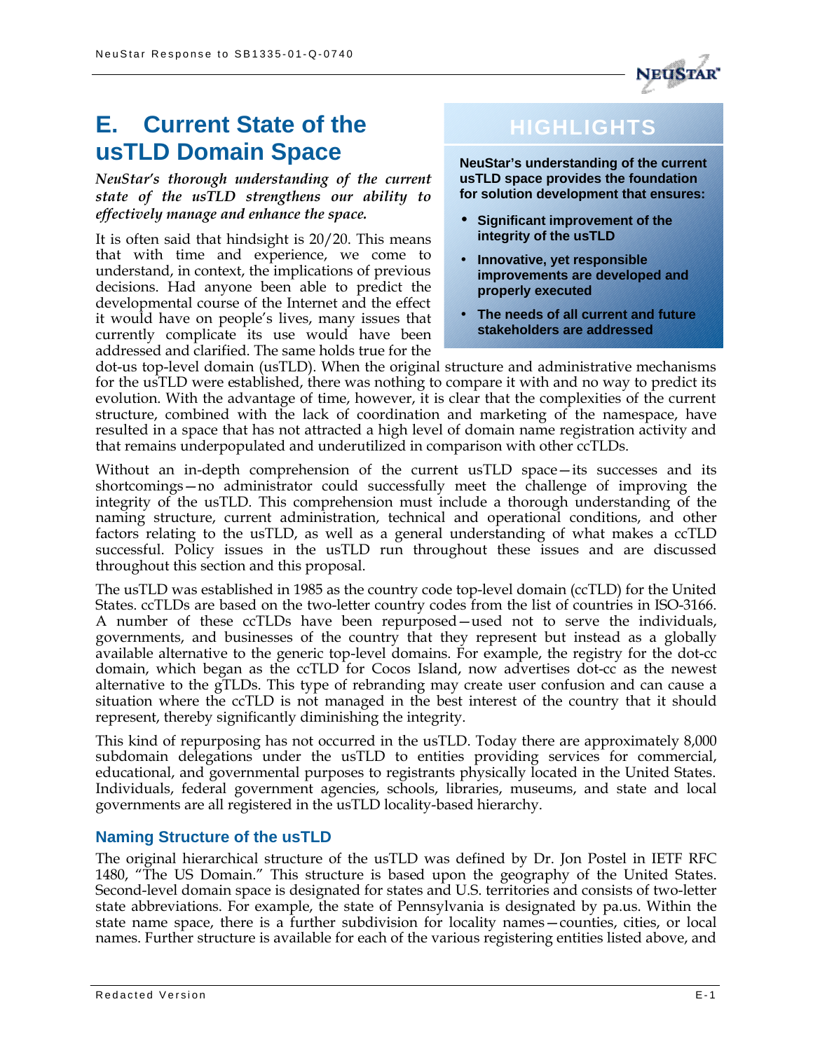# E. Current State of the usTLD Domain Space

*NeuStar's thorough understanding of the current state of the usTLD strengthens our ability to effectively manage and enhance the space.*

> **HIGHLIGHTS**
>
> **NeuStar's understanding of the current usTLD space provides the foundation for solution development that ensures:**
>
> - **Significant improvement of the integrity of the usTLD**
> - **Innovative, yet responsible improvements are developed and properly executed**
> - **The needs of all current and future stakeholders are addressed**

It is often said that hindsight is 20/20. This means that with time and experience, we come to understand, in context, the implications of previous decisions. Had anyone been able to predict the developmental course of the Internet and the effect it would have on people's lives, many issues that currently complicate its use would have been addressed and clarified. The same holds true for the dot-us top-level domain (usTLD). When the original structure and administrative mechanisms for the usTLD were established, there was nothing to compare it with and no way to predict its evolution. With the advantage of time, however, it is clear that the complexities of the current structure, combined with the lack of coordination and marketing of the namespace, have resulted in a space that has not attracted a high level of domain name registration activity and that remains underpopulated and underutilized in comparison with other ccTLDs.

Without an in-depth comprehension of the current usTLD space—its successes and its shortcomings—no administrator could successfully meet the challenge of improving the integrity of the usTLD. This comprehension must include a thorough understanding of the naming structure, current administration, technical and operational conditions, and other factors relating to the usTLD, as well as a general understanding of what makes a ccTLD successful. Policy issues in the usTLD run throughout these issues and are discussed throughout this section and this proposal.

The usTLD was established in 1985 as the country code top-level domain (ccTLD) for the United States. ccTLDs are based on the two-letter country codes from the list of countries in ISO-3166. A number of these ccTLDs have been repurposed—used not to serve the individuals, governments, and businesses of the country that they represent but instead as a globally available alternative to the generic top-level domains. For example, the registry for the dot-cc domain, which began as the ccTLD for Cocos Island, now advertises dot-cc as the newest alternative to the gTLDs. This type of rebranding may create user confusion and can cause a situation where the ccTLD is not managed in the best interest of the country that it should represent, thereby significantly diminishing the integrity.

This kind of repurposing has not occurred in the usTLD. Today there are approximately 8,000 subdomain delegations under the usTLD to entities providing services for commercial, educational, and governmental purposes to registrants physically located in the United States. Individuals, federal government agencies, schools, libraries, museums, and state and local governments are all registered in the usTLD locality-based hierarchy.

### Naming Structure of the usTLD

The original hierarchical structure of the usTLD was defined by Dr. Jon Postel in IETF RFC 1480, "The US Domain." This structure is based upon the geography of the United States. Second-level domain space is designated for states and U.S. territories and consists of two-letter state abbreviations. For example, the state of Pennsylvania is designated by pa.us. Within the state name space, there is a further subdivision for locality names—counties, cities, or local names. Further structure is available for each of the various registering entities listed above, and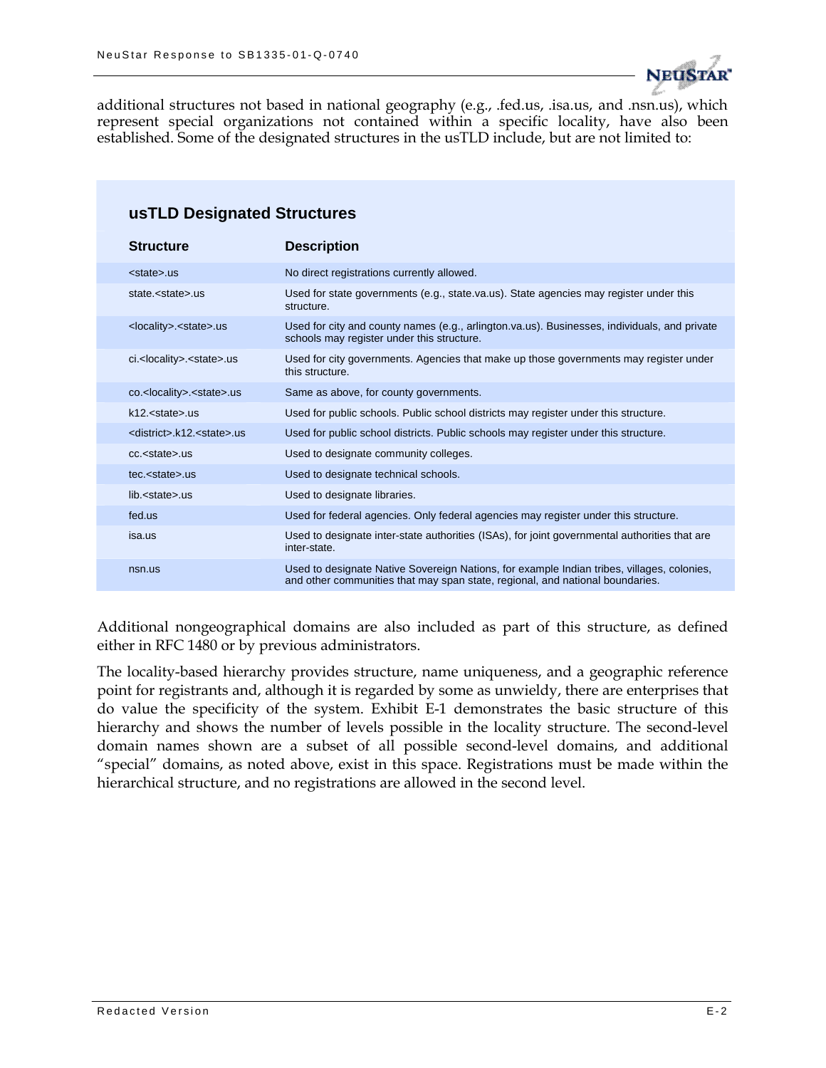additional structures not based in national geography (e.g., .fed.us, .isa.us, and .nsn.us), which represent special organizations not contained within a specific locality, have also been established. Some of the designated structures in the usTLD include, but are not limited to:

### usTLD Designated Structures

| Structure | Description |
|---|---|
| <state>.us | No direct registrations currently allowed. |
| state.<state>.us | Used for state governments (e.g., state.va.us). State agencies may register under this structure. |
| <locality>.<state>.us | Used for city and county names (e.g., arlington.va.us). Businesses, individuals, and private schools may register under this structure. |
| ci.<locality>.<state>.us | Used for city governments. Agencies that make up those governments may register under this structure. |
| co.<locality>.<state>.us | Same as above, for county governments. |
| k12.<state>.us | Used for public schools. Public school districts may register under this structure. |
| <district>.k12.<state>.us | Used for public school districts. Public schools may register under this structure. |
| cc.<state>.us | Used to designate community colleges. |
| tec.<state>.us | Used to designate technical schools. |
| lib.<state>.us | Used to designate libraries. |
| fed.us | Used for federal agencies. Only federal agencies may register under this structure. |
| isa.us | Used to designate inter-state authorities (ISAs), for joint governmental authorities that are inter-state. |
| nsn.us | Used to designate Native Sovereign Nations, for example Indian tribes, villages, colonies, and other communities that may span state, regional, and national boundaries. |

Additional nongeographical domains are also included as part of this structure, as defined either in RFC 1480 or by previous administrators.

The locality-based hierarchy provides structure, name uniqueness, and a geographic reference point for registrants and, although it is regarded by some as unwieldy, there are enterprises that do value the specificity of the system. Exhibit E-1 demonstrates the basic structure of this hierarchy and shows the number of levels possible in the locality structure. The second-level domain names shown are a subset of all possible second-level domains, and additional "special" domains, as noted above, exist in this space. Registrations must be made within the hierarchical structure, and no registrations are allowed in the second level.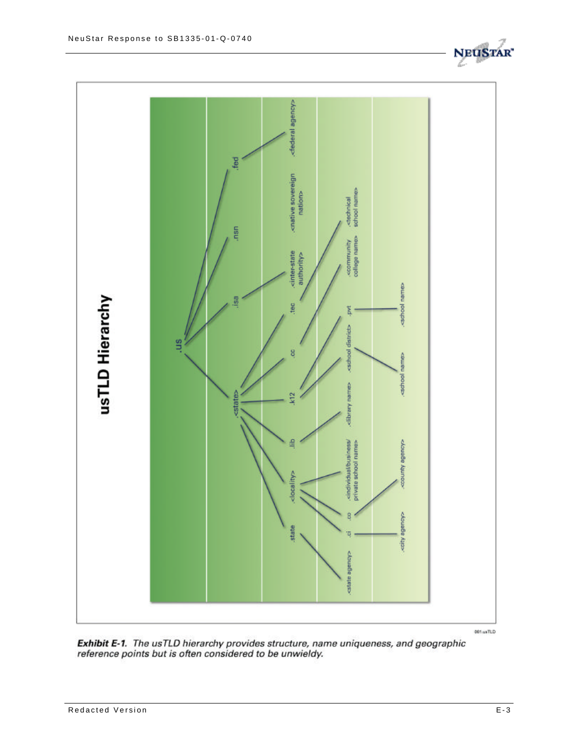# usTLD Hierarchy

- .us
  - .fed
    - .<federal agency>
  - .nsn
    - .<native sovereign nation>
  - .isa
    - .<inter-state authority>
  - .<state>
    - .tec
      - .<technical school name>
    - .cc
      - .<community college name>
    - .k12
      - .<school district>
        - .<school name>
      - .pvt
        - .<school name>
    - .lib
      - .<library name>
    - .<locality>
      - .<individual/business/private school name>
      - .co
        - .<county agency>
      - .ci
        - .<city agency>
    - .state
      - .<state agency>

***Exhibit E-1.*** *The usTLD hierarchy provides structure, name uniqueness, and geographic reference points but is often considered to be unwieldy.*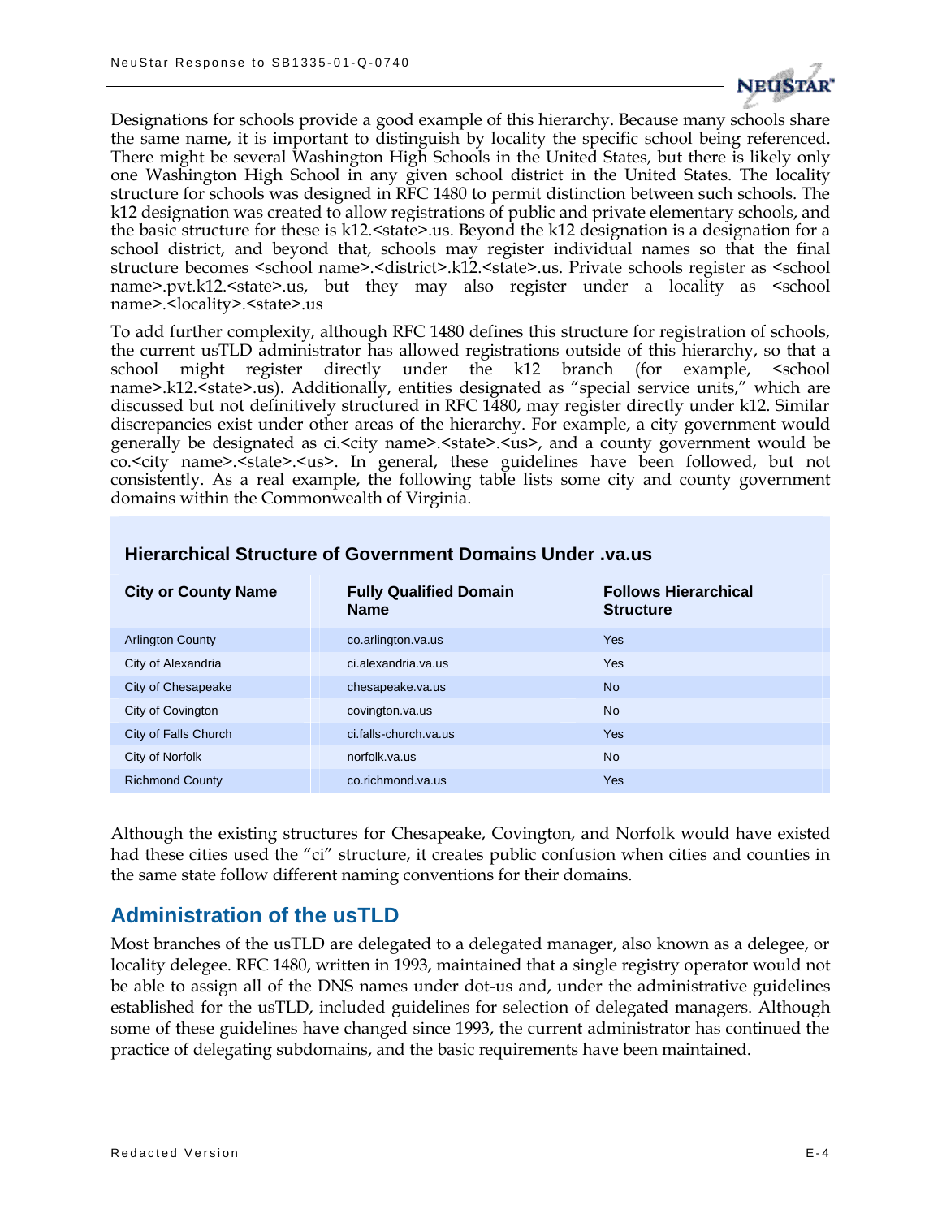Designations for schools provide a good example of this hierarchy. Because many schools share the same name, it is important to distinguish by locality the specific school being referenced. There might be several Washington High Schools in the United States, but there is likely only one Washington High School in any given school district in the United States. The locality structure for schools was designed in RFC 1480 to permit distinction between such schools. The k12 designation was created to allow registrations of public and private elementary schools, and the basic structure for these is k12.<state>.us. Beyond the k12 designation is a designation for a school district, and beyond that, schools may register individual names so that the final structure becomes <school name>.<district>.k12.<state>.us. Private schools register as <school name>.pvt.k12.<state>.us, but they may also register under a locality as <school name>.<locality>.<state>.us

To add further complexity, although RFC 1480 defines this structure for registration of schools, the current usTLD administrator has allowed registrations outside of this hierarchy, so that a school might register directly under the k12 branch (for example, <school name>.k12.<state>.us). Additionally, entities designated as "special service units," which are discussed but not definitively structured in RFC 1480, may register directly under k12. Similar discrepancies exist under other areas of the hierarchy. For example, a city government would generally be designated as ci.<city name>.<state>.<us>, and a county government would be co.<city name>.<state>.<us>. In general, these guidelines have been followed, but not consistently. As a real example, the following table lists some city and county government domains within the Commonwealth of Virginia.

**Hierarchical Structure of Government Domains Under .va.us**

| City or County Name | Fully Qualified Domain Name | Follows Hierarchical Structure |
|---|---|---|
| Arlington County | co.arlington.va.us | Yes |
| City of Alexandria | ci.alexandria.va.us | Yes |
| City of Chesapeake | chesapeake.va.us | No |
| City of Covington | covington.va.us | No |
| City of Falls Church | ci.falls-church.va.us | Yes |
| City of Norfolk | norfolk.va.us | No |
| Richmond County | co.richmond.va.us | Yes |

Although the existing structures for Chesapeake, Covington, and Norfolk would have existed had these cities used the "ci" structure, it creates public confusion when cities and counties in the same state follow different naming conventions for their domains.

## Administration of the usTLD

Most branches of the usTLD are delegated to a delegated manager, also known as a delegee, or locality delegee. RFC 1480, written in 1993, maintained that a single registry operator would not be able to assign all of the DNS names under dot-us and, under the administrative guidelines established for the usTLD, included guidelines for selection of delegated managers. Although some of these guidelines have changed since 1993, the current administrator has continued the practice of delegating subdomains, and the basic requirements have been maintained.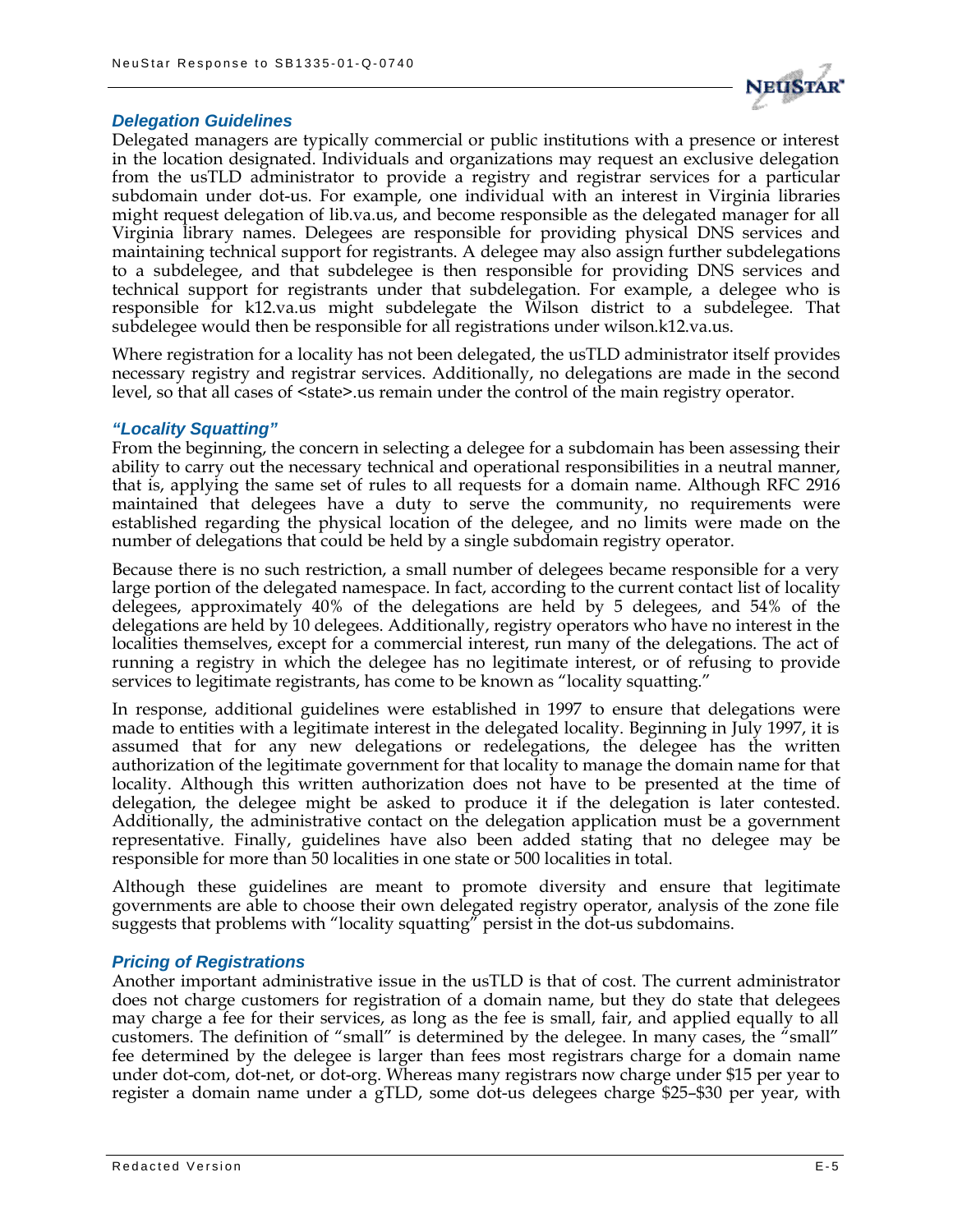### *Delegation Guidelines*

Delegated managers are typically commercial or public institutions with a presence or interest in the location designated. Individuals and organizations may request an exclusive delegation from the usTLD administrator to provide a registry and registrar services for a particular subdomain under dot-us. For example, one individual with an interest in Virginia libraries might request delegation of lib.va.us, and become responsible as the delegated manager for all Virginia library names. Delegees are responsible for providing physical DNS services and maintaining technical support for registrants. A delegee may also assign further subdelegations to a subdelegee, and that subdelegee is then responsible for providing DNS services and technical support for registrants under that subdelegation. For example, a delegee who is responsible for k12.va.us might subdelegate the Wilson district to a subdelegee. That subdelegee would then be responsible for all registrations under wilson.k12.va.us.

Where registration for a locality has not been delegated, the usTLD administrator itself provides necessary registry and registrar services. Additionally, no delegations are made in the second level, so that all cases of <state>.us remain under the control of the main registry operator.

### *"Locality Squatting"*

From the beginning, the concern in selecting a delegee for a subdomain has been assessing their ability to carry out the necessary technical and operational responsibilities in a neutral manner, that is, applying the same set of rules to all requests for a domain name. Although RFC 2916 maintained that delegees have a duty to serve the community, no requirements were established regarding the physical location of the delegee, and no limits were made on the number of delegations that could be held by a single subdomain registry operator.

Because there is no such restriction, a small number of delegees became responsible for a very large portion of the delegated namespace. In fact, according to the current contact list of locality delegees, approximately 40% of the delegations are held by 5 delegees, and 54% of the delegations are held by 10 delegees. Additionally, registry operators who have no interest in the localities themselves, except for a commercial interest, run many of the delegations. The act of running a registry in which the delegee has no legitimate interest, or of refusing to provide services to legitimate registrants, has come to be known as "locality squatting."

In response, additional guidelines were established in 1997 to ensure that delegations were made to entities with a legitimate interest in the delegated locality. Beginning in July 1997, it is assumed that for any new delegations or redelegations, the delegee has the written authorization of the legitimate government for that locality to manage the domain name for that locality. Although this written authorization does not have to be presented at the time of delegation, the delegee might be asked to produce it if the delegation is later contested. Additionally, the administrative contact on the delegation application must be a government representative. Finally, guidelines have also been added stating that no delegee may be responsible for more than 50 localities in one state or 500 localities in total.

Although these guidelines are meant to promote diversity and ensure that legitimate governments are able to choose their own delegated registry operator, analysis of the zone file suggests that problems with "locality squatting" persist in the dot-us subdomains.

### *Pricing of Registrations*

Another important administrative issue in the usTLD is that of cost. The current administrator does not charge customers for registration of a domain name, but they do state that delegees may charge a fee for their services, as long as the fee is small, fair, and applied equally to all customers. The definition of "small" is determined by the delegee. In many cases, the "small" fee determined by the delegee is larger than fees most registrars charge for a domain name under dot-com, dot-net, or dot-org. Whereas many registrars now charge under $15 per year to register a domain name under a gTLD, some dot-us delegees charge $25–$30 per year, with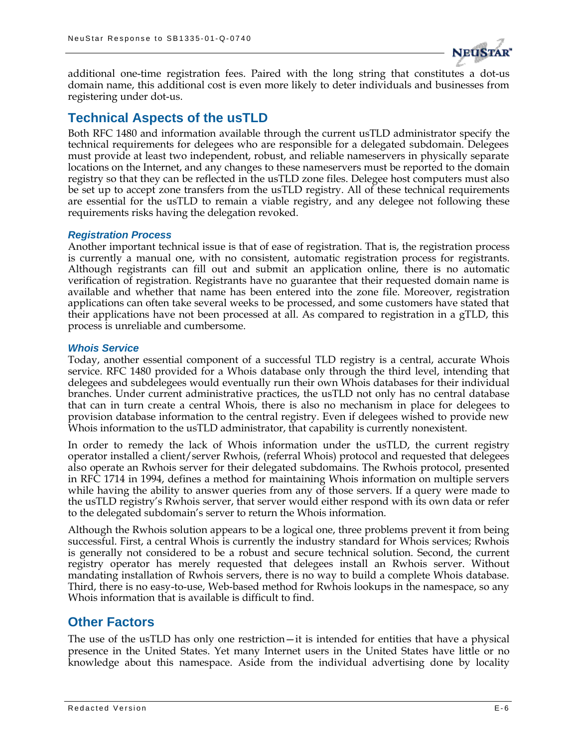additional one-time registration fees. Paired with the long string that constitutes a dot-us domain name, this additional cost is even more likely to deter individuals and businesses from registering under dot-us.

## Technical Aspects of the usTLD

Both RFC 1480 and information available through the current usTLD administrator specify the technical requirements for delegees who are responsible for a delegated subdomain. Delegees must provide at least two independent, robust, and reliable nameservers in physically separate locations on the Internet, and any changes to these nameservers must be reported to the domain registry so that they can be reflected in the usTLD zone files. Delegee host computers must also be set up to accept zone transfers from the usTLD registry. All of these technical requirements are essential for the usTLD to remain a viable registry, and any delegee not following these requirements risks having the delegation revoked.

### *Registration Process*

Another important technical issue is that of ease of registration. That is, the registration process is currently a manual one, with no consistent, automatic registration process for registrants. Although registrants can fill out and submit an application online, there is no automatic verification of registration. Registrants have no guarantee that their requested domain name is available and whether that name has been entered into the zone file. Moreover, registration applications can often take several weeks to be processed, and some customers have stated that their applications have not been processed at all. As compared to registration in a gTLD, this process is unreliable and cumbersome.

### *Whois Service*

Today, another essential component of a successful TLD registry is a central, accurate Whois service. RFC 1480 provided for a Whois database only through the third level, intending that delegees and subdelegees would eventually run their own Whois databases for their individual branches. Under current administrative practices, the usTLD not only has no central database that can in turn create a central Whois, there is also no mechanism in place for delegees to provision database information to the central registry. Even if delegees wished to provide new Whois information to the usTLD administrator, that capability is currently nonexistent.

In order to remedy the lack of Whois information under the usTLD, the current registry operator installed a client/server Rwhois, (referral Whois) protocol and requested that delegees also operate an Rwhois server for their delegated subdomains. The Rwhois protocol, presented in RFC 1714 in 1994, defines a method for maintaining Whois information on multiple servers while having the ability to answer queries from any of those servers. If a query were made to the usTLD registry's Rwhois server, that server would either respond with its own data or refer to the delegated subdomain's server to return the Whois information.

Although the Rwhois solution appears to be a logical one, three problems prevent it from being successful. First, a central Whois is currently the industry standard for Whois services; Rwhois is generally not considered to be a robust and secure technical solution. Second, the current registry operator has merely requested that delegees install an Rwhois server. Without mandating installation of Rwhois servers, there is no way to build a complete Whois database. Third, there is no easy-to-use, Web-based method for Rwhois lookups in the namespace, so any Whois information that is available is difficult to find.

## Other Factors

The use of the usTLD has only one restriction—it is intended for entities that have a physical presence in the United States. Yet many Internet users in the United States have little or no knowledge about this namespace. Aside from the individual advertising done by locality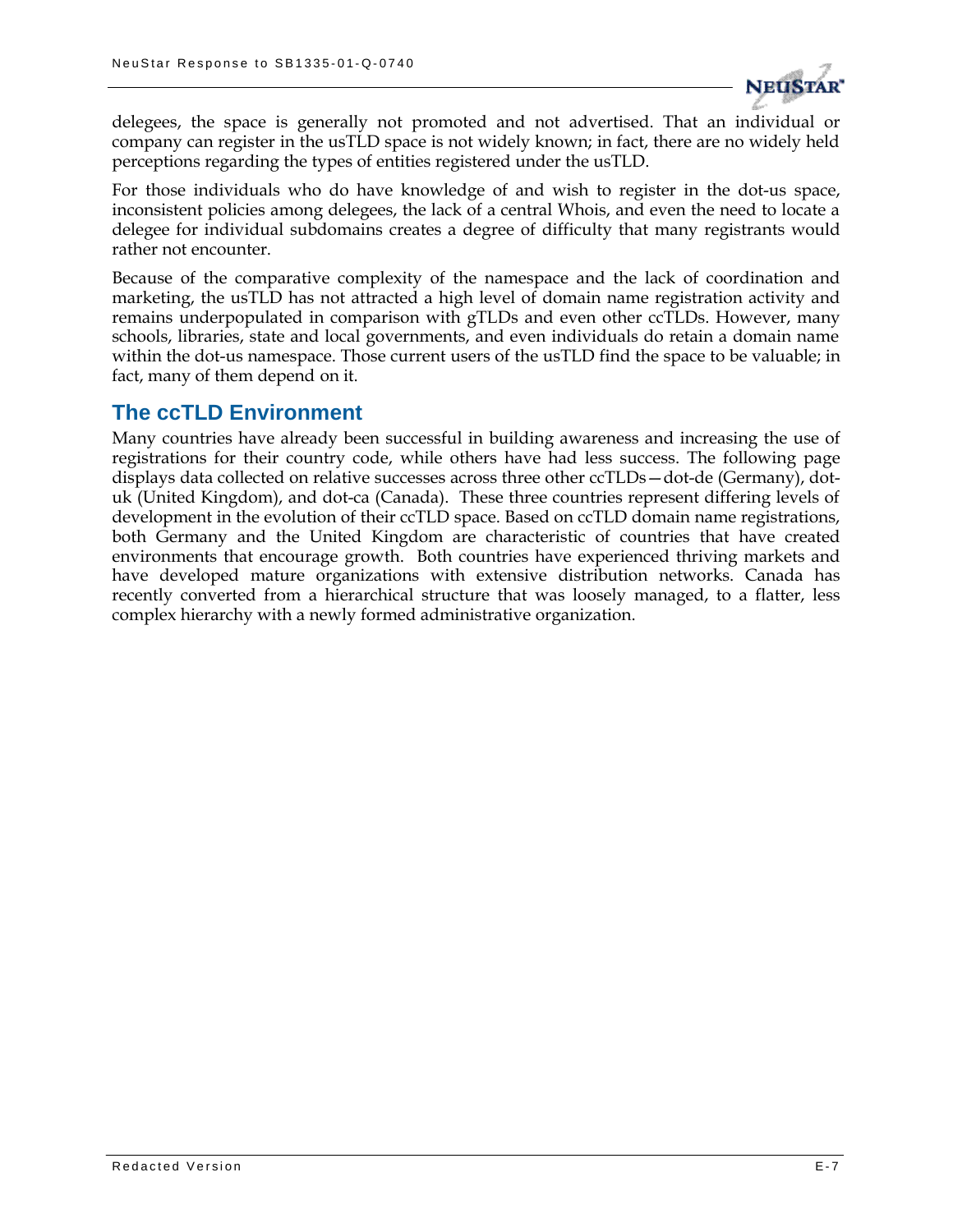delegees, the space is generally not promoted and not advertised. That an individual or company can register in the usTLD space is not widely known; in fact, there are no widely held perceptions regarding the types of entities registered under the usTLD.

For those individuals who do have knowledge of and wish to register in the dot-us space, inconsistent policies among delegees, the lack of a central Whois, and even the need to locate a delegee for individual subdomains creates a degree of difficulty that many registrants would rather not encounter.

Because of the comparative complexity of the namespace and the lack of coordination and marketing, the usTLD has not attracted a high level of domain name registration activity and remains underpopulated in comparison with gTLDs and even other ccTLDs. However, many schools, libraries, state and local governments, and even individuals do retain a domain name within the dot-us namespace. Those current users of the usTLD find the space to be valuable; in fact, many of them depend on it.

## The ccTLD Environment

Many countries have already been successful in building awareness and increasing the use of registrations for their country code, while others have had less success. The following page displays data collected on relative successes across three other ccTLDs—dot-de (Germany), dot-uk (United Kingdom), and dot-ca (Canada). These three countries represent differing levels of development in the evolution of their ccTLD space. Based on ccTLD domain name registrations, both Germany and the United Kingdom are characteristic of countries that have created environments that encourage growth. Both countries have experienced thriving markets and have developed mature organizations with extensive distribution networks. Canada has recently converted from a hierarchical structure that was loosely managed, to a flatter, less complex hierarchy with a newly formed administrative organization.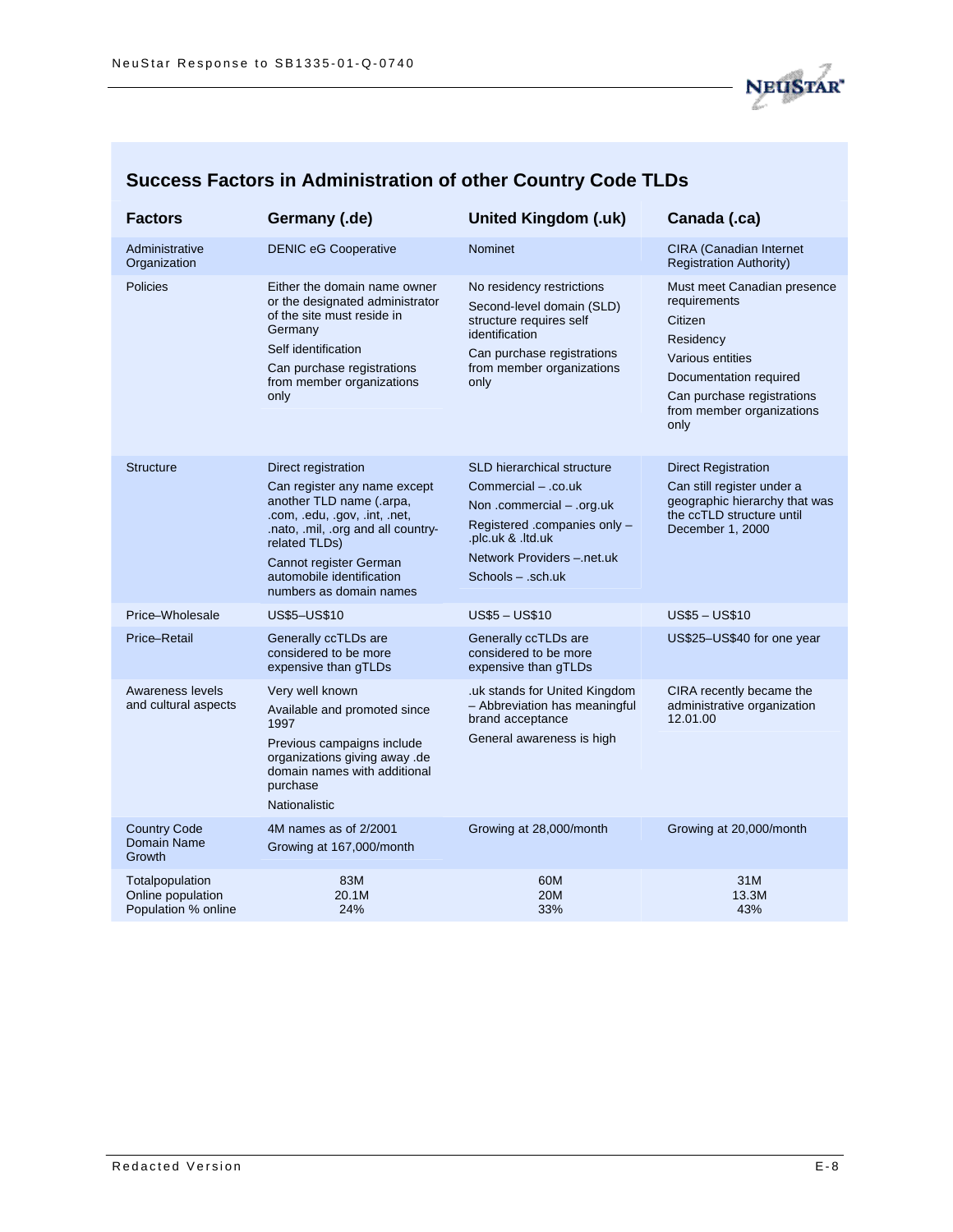## Success Factors in Administration of other Country Code TLDs

| Factors | Germany (.de) | United Kingdom (.uk) | Canada (.ca) |
|---|---|---|---|
| Administrative Organization | DENIC eG Cooperative | Nominet | CIRA (Canadian Internet Registration Authority) |
| Policies | Either the domain name owner or the designated administrator of the site must reside in Germany<br>Self identification<br>Can purchase registrations from member organizations only | No residency restrictions<br>Second-level domain (SLD) structure requires self identification<br>Can purchase registrations from member organizations only | Must meet Canadian presence requirements<br>Citizen<br>Residency<br>Various entities<br>Documentation required<br>Can purchase registrations from member organizations only |
| Structure | Direct registration<br>Can register any name except another TLD name (.arpa, .com, .edu, .gov, .int, .net, .nato, .mil, .org and all country-related TLDs)<br>Cannot register German automobile identification numbers as domain names | SLD hierarchical structure<br>Commercial – .co.uk<br>Non .commercial – .org.uk<br>Registered .companies only – .plc.uk & .ltd.uk<br>Network Providers –.net.uk<br>Schools – .sch.uk | Direct Registration<br>Can still register under a geographic hierarchy that was the ccTLD structure until December 1, 2000 |
| Price–Wholesale | US$5–US$10 | US$5 – US$10 | US$5 – US$10 |
| Price–Retail | Generally ccTLDs are considered to be more expensive than gTLDs | Generally ccTLDs are considered to be more expensive than gTLDs | US$25–US$40 for one year |
| Awareness levels and cultural aspects | Very well known<br>Available and promoted since 1997<br>Previous campaigns include organizations giving away .de domain names with additional purchase<br>Nationalistic | .uk stands for United Kingdom – Abbreviation has meaningful brand acceptance<br>General awareness is high | CIRA recently became the administrative organization 12.01.00 |
| Country Code Domain Name Growth | 4M names as of 2/2001<br>Growing at 167,000/month | Growing at 28,000/month | Growing at 20,000/month |
| Totalpopulation<br>Online population<br>Population % online | 83M<br>20.1M<br>24% | 60M<br>20M<br>33% | 31M<br>13.3M<br>43% |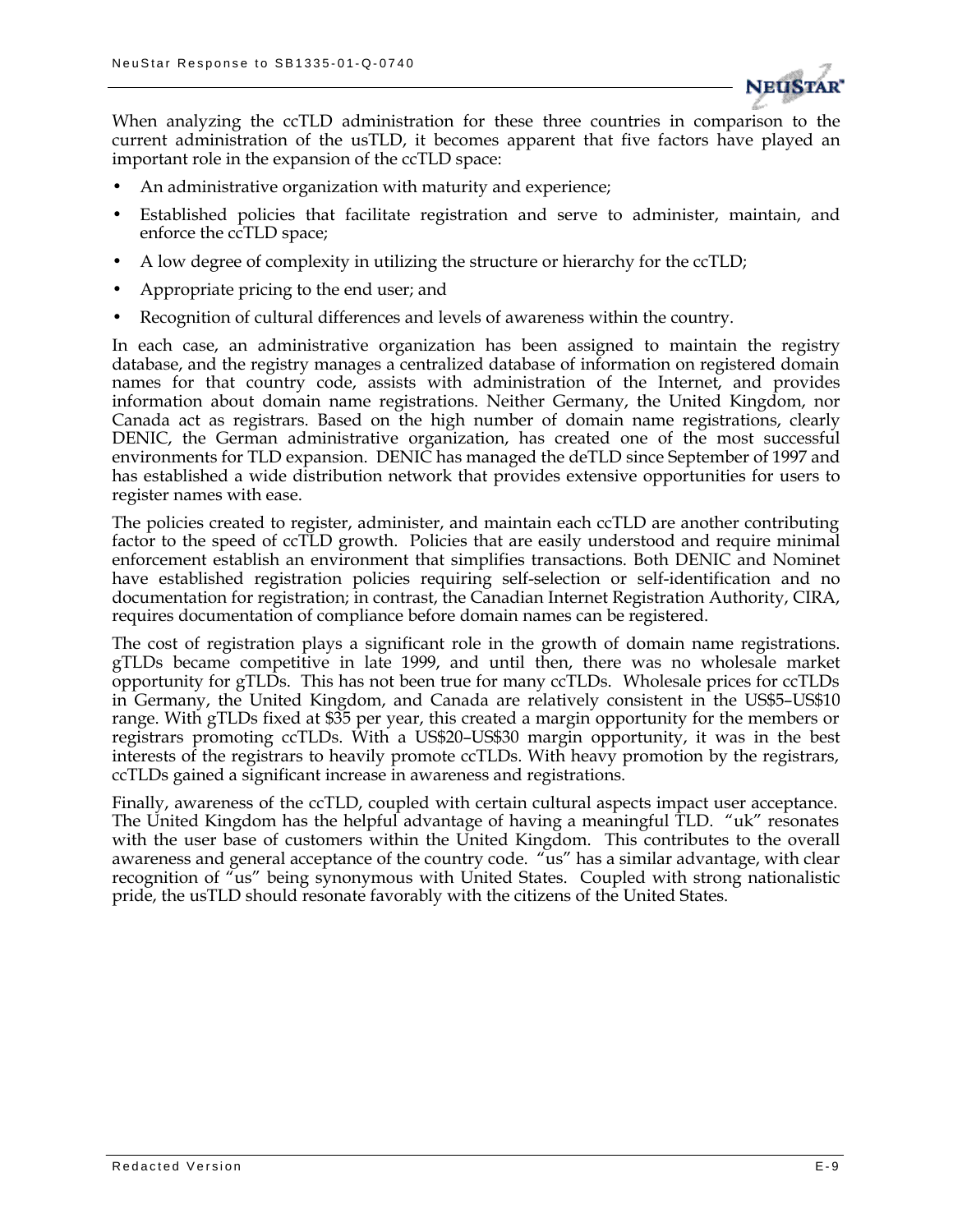When analyzing the ccTLD administration for these three countries in comparison to the current administration of the usTLD, it becomes apparent that five factors have played an important role in the expansion of the ccTLD space:

- An administrative organization with maturity and experience;
- Established policies that facilitate registration and serve to administer, maintain, and enforce the ccTLD space;
- A low degree of complexity in utilizing the structure or hierarchy for the ccTLD;
- Appropriate pricing to the end user; and
- Recognition of cultural differences and levels of awareness within the country.

In each case, an administrative organization has been assigned to maintain the registry database, and the registry manages a centralized database of information on registered domain names for that country code, assists with administration of the Internet, and provides information about domain name registrations. Neither Germany, the United Kingdom, nor Canada act as registrars. Based on the high number of domain name registrations, clearly DENIC, the German administrative organization, has created one of the most successful environments for TLD expansion. DENIC has managed the deTLD since September of 1997 and has established a wide distribution network that provides extensive opportunities for users to register names with ease.

The policies created to register, administer, and maintain each ccTLD are another contributing factor to the speed of ccTLD growth. Policies that are easily understood and require minimal enforcement establish an environment that simplifies transactions. Both DENIC and Nominet have established registration policies requiring self-selection or self-identification and no documentation for registration; in contrast, the Canadian Internet Registration Authority, CIRA, requires documentation of compliance before domain names can be registered.

The cost of registration plays a significant role in the growth of domain name registrations. gTLDs became competitive in late 1999, and until then, there was no wholesale market opportunity for gTLDs. This has not been true for many ccTLDs. Wholesale prices for ccTLDs in Germany, the United Kingdom, and Canada are relatively consistent in the US$5–US$10 range. With gTLDs fixed at $35 per year, this created a margin opportunity for the members or registrars promoting ccTLDs. With a US$20–US$30 margin opportunity, it was in the best interests of the registrars to heavily promote ccTLDs. With heavy promotion by the registrars, ccTLDs gained a significant increase in awareness and registrations.

Finally, awareness of the ccTLD, coupled with certain cultural aspects impact user acceptance. The United Kingdom has the helpful advantage of having a meaningful TLD. "uk" resonates with the user base of customers within the United Kingdom. This contributes to the overall awareness and general acceptance of the country code. "us" has a similar advantage, with clear recognition of "us" being synonymous with United States. Coupled with strong nationalistic pride, the usTLD should resonate favorably with the citizens of the United States.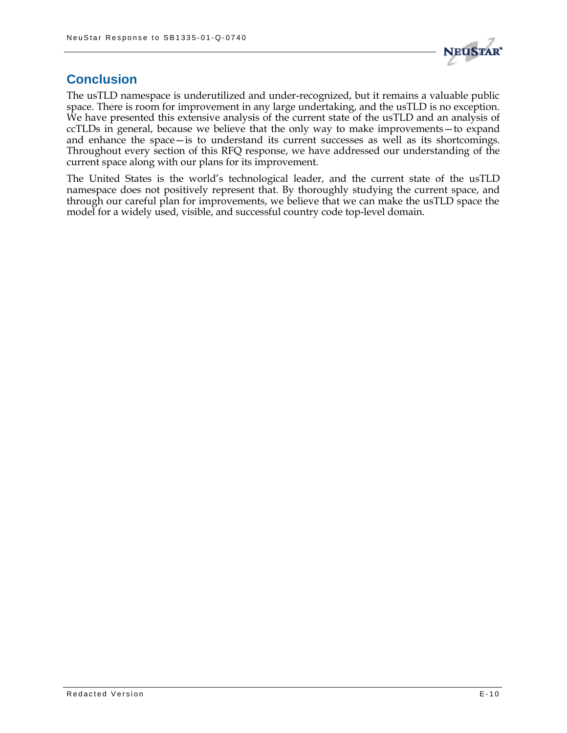## Conclusion

The usTLD namespace is underutilized and under-recognized, but it remains a valuable public space. There is room for improvement in any large undertaking, and the usTLD is no exception. We have presented this extensive analysis of the current state of the usTLD and an analysis of ccTLDs in general, because we believe that the only way to make improvements—to expand and enhance the space—is to understand its current successes as well as its shortcomings. Throughout every section of this RFQ response, we have addressed our understanding of the current space along with our plans for its improvement.

The United States is the world's technological leader, and the current state of the usTLD namespace does not positively represent that. By thoroughly studying the current space, and through our careful plan for improvements, we believe that we can make the usTLD space the model for a widely used, visible, and successful country code top-level domain.